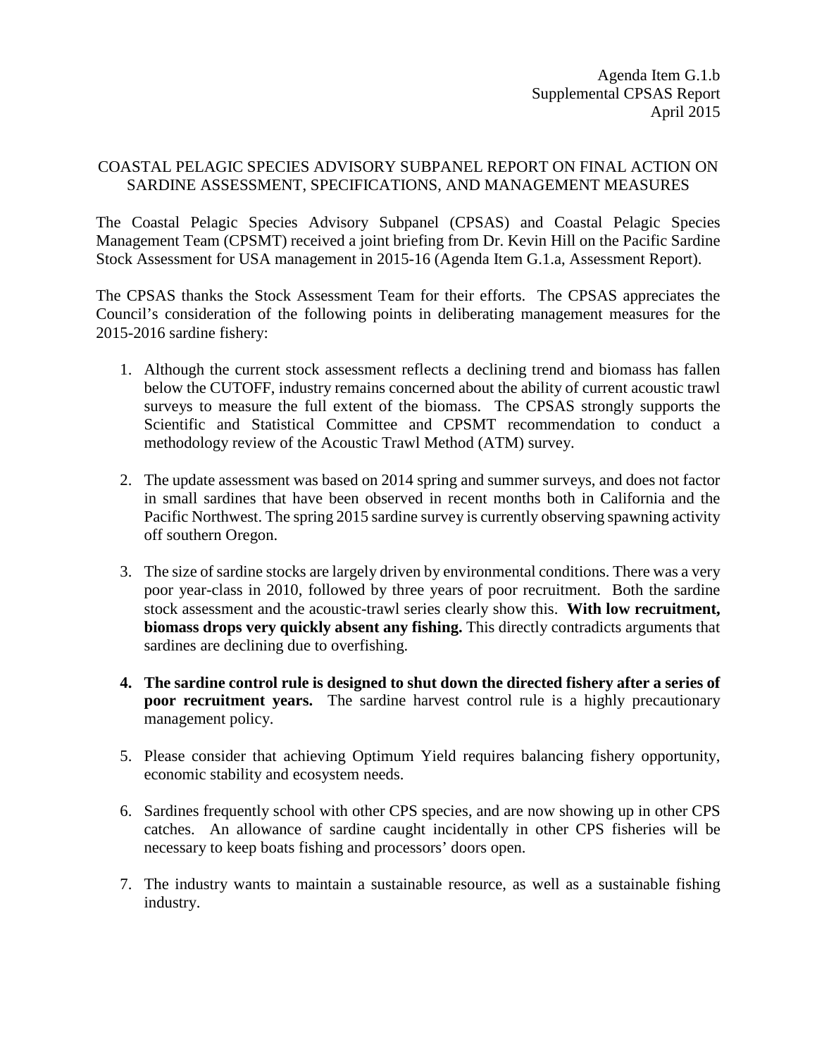Agenda Item G.1.b
Supplemental CPSAS Report
April 2015

# COASTAL PELAGIC SPECIES ADVISORY SUBPANEL REPORT ON FINAL ACTION ON SARDINE ASSESSMENT, SPECIFICATIONS, AND MANAGEMENT MEASURES

The Coastal Pelagic Species Advisory Subpanel (CPSAS) and Coastal Pelagic Species Management Team (CPSMT) received a joint briefing from Dr. Kevin Hill on the Pacific Sardine Stock Assessment for USA management in 2015-16 (Agenda Item G.1.a, Assessment Report).

The CPSAS thanks the Stock Assessment Team for their efforts. The CPSAS appreciates the Council's consideration of the following points in deliberating management measures for the 2015-2016 sardine fishery:

1. Although the current stock assessment reflects a declining trend and biomass has fallen below the CUTOFF, industry remains concerned about the ability of current acoustic trawl surveys to measure the full extent of the biomass. The CPSAS strongly supports the Scientific and Statistical Committee and CPSMT recommendation to conduct a methodology review of the Acoustic Trawl Method (ATM) survey.

2. The update assessment was based on 2014 spring and summer surveys, and does not factor in small sardines that have been observed in recent months both in California and the Pacific Northwest. The spring 2015 sardine survey is currently observing spawning activity off southern Oregon.

3. The size of sardine stocks are largely driven by environmental conditions. There was a very poor year-class in 2010, followed by three years of poor recruitment. Both the sardine stock assessment and the acoustic-trawl series clearly show this. **With low recruitment, biomass drops very quickly absent any fishing.** This directly contradicts arguments that sardines are declining due to overfishing.

4. **The sardine control rule is designed to shut down the directed fishery after a series of poor recruitment years.** The sardine harvest control rule is a highly precautionary management policy.

5. Please consider that achieving Optimum Yield requires balancing fishery opportunity, economic stability and ecosystem needs.

6. Sardines frequently school with other CPS species, and are now showing up in other CPS catches. An allowance of sardine caught incidentally in other CPS fisheries will be necessary to keep boats fishing and processors' doors open.

7. The industry wants to maintain a sustainable resource, as well as a sustainable fishing industry.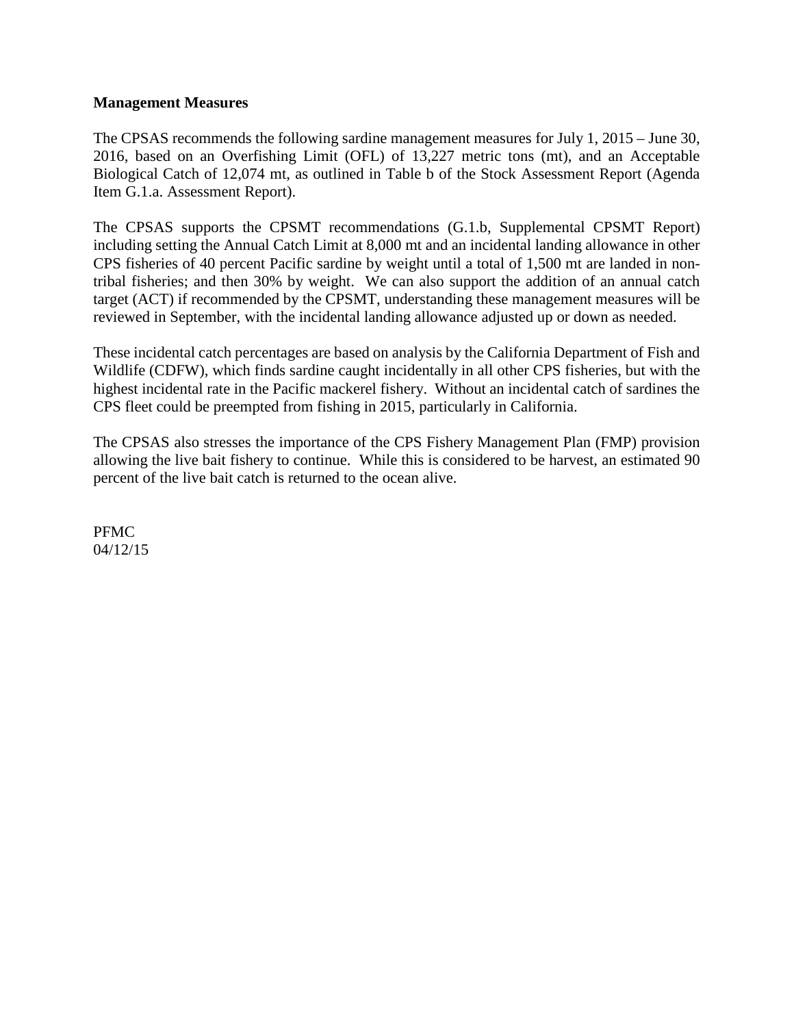**Management Measures**

The CPSAS recommends the following sardine management measures for July 1, 2015 – June 30, 2016, based on an Overfishing Limit (OFL) of 13,227 metric tons (mt), and an Acceptable Biological Catch of 12,074 mt, as outlined in Table b of the Stock Assessment Report (Agenda Item G.1.a. Assessment Report).

The CPSAS supports the CPSMT recommendations (G.1.b, Supplemental CPSMT Report) including setting the Annual Catch Limit at 8,000 mt and an incidental landing allowance in other CPS fisheries of 40 percent Pacific sardine by weight until a total of 1,500 mt are landed in non-tribal fisheries; and then 30% by weight. We can also support the addition of an annual catch target (ACT) if recommended by the CPSMT, understanding these management measures will be reviewed in September, with the incidental landing allowance adjusted up or down as needed.

These incidental catch percentages are based on analysis by the California Department of Fish and Wildlife (CDFW), which finds sardine caught incidentally in all other CPS fisheries, but with the highest incidental rate in the Pacific mackerel fishery. Without an incidental catch of sardines the CPS fleet could be preempted from fishing in 2015, particularly in California.

The CPSAS also stresses the importance of the CPS Fishery Management Plan (FMP) provision allowing the live bait fishery to continue. While this is considered to be harvest, an estimated 90 percent of the live bait catch is returned to the ocean alive.

PFMC
04/12/15